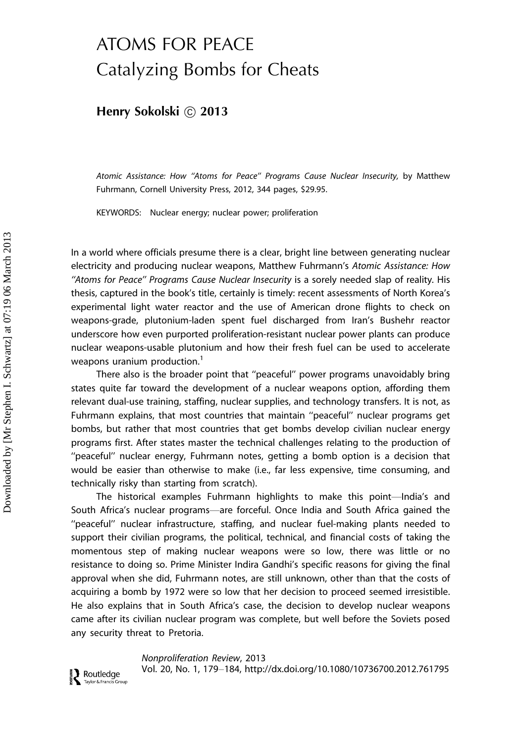# ATOMS FOR PEACE
## Catalyzing Bombs for Cheats

**Henry Sokolski © 2013**

*Atomic Assistance: How "Atoms for Peace" Programs Cause Nuclear Insecurity,* by Matthew Fuhrmann, Cornell University Press, 2012, 344 pages, $29.95.

KEYWORDS: Nuclear energy; nuclear power; proliferation

In a world where officials presume there is a clear, bright line between generating nuclear electricity and producing nuclear weapons, Matthew Fuhrmann's *Atomic Assistance: How "Atoms for Peace" Programs Cause Nuclear Insecurity* is a sorely needed slap of reality. His thesis, captured in the book's title, certainly is timely: recent assessments of North Korea's experimental light water reactor and the use of American drone flights to check on weapons-grade, plutonium-laden spent fuel discharged from Iran's Bushehr reactor underscore how even purported proliferation-resistant nuclear power plants can produce nuclear weapons-usable plutonium and how their fresh fuel can be used to accelerate weapons uranium production.[1]

There also is the broader point that "peaceful" power programs unavoidably bring states quite far toward the development of a nuclear weapons option, affording them relevant dual-use training, staffing, nuclear supplies, and technology transfers. It is not, as Fuhrmann explains, that most countries that maintain "peaceful" nuclear programs get bombs, but rather that most countries that get bombs develop civilian nuclear energy programs first. After states master the technical challenges relating to the production of "peaceful" nuclear energy, Fuhrmann notes, getting a bomb option is a decision that would be easier than otherwise to make (i.e., far less expensive, time consuming, and technically risky than starting from scratch).

The historical examples Fuhrmann highlights to make this point—India's and South Africa's nuclear programs—are forceful. Once India and South Africa gained the "peaceful" nuclear infrastructure, staffing, and nuclear fuel-making plants needed to support their civilian programs, the political, technical, and financial costs of taking the momentous step of making nuclear weapons were so low, there was little or no resistance to doing so. Prime Minister Indira Gandhi's specific reasons for giving the final approval when she did, Fuhrmann notes, are still unknown, other than that the costs of acquiring a bomb by 1972 were so low that her decision to proceed seemed irresistible. He also explains that in South Africa's case, the decision to develop nuclear weapons came after its civilian nuclear program was complete, but well before the Soviets posed any security threat to Pretoria.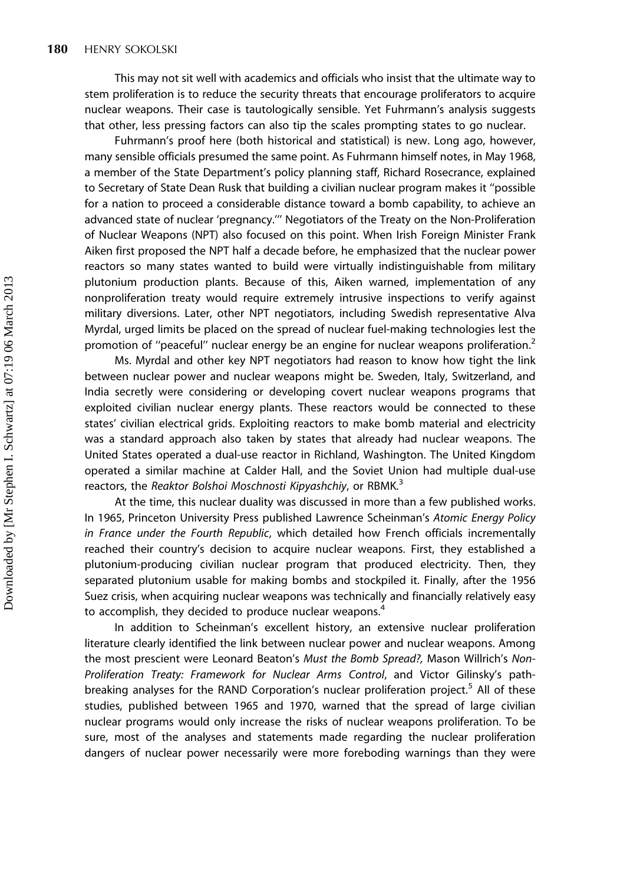This may not sit well with academics and officials who insist that the ultimate way to stem proliferation is to reduce the security threats that encourage proliferators to acquire nuclear weapons. Their case is tautologically sensible. Yet Fuhrmann's analysis suggests that other, less pressing factors can also tip the scales prompting states to go nuclear.

Fuhrmann's proof here (both historical and statistical) is new. Long ago, however, many sensible officials presumed the same point. As Fuhrmann himself notes, in May 1968, a member of the State Department's policy planning staff, Richard Rosecrance, explained to Secretary of State Dean Rusk that building a civilian nuclear program makes it "possible for a nation to proceed a considerable distance toward a bomb capability, to achieve an advanced state of nuclear 'pregnancy.'" Negotiators of the Treaty on the Non-Proliferation of Nuclear Weapons (NPT) also focused on this point. When Irish Foreign Minister Frank Aiken first proposed the NPT half a decade before, he emphasized that the nuclear power reactors so many states wanted to build were virtually indistinguishable from military plutonium production plants. Because of this, Aiken warned, implementation of any nonproliferation treaty would require extremely intrusive inspections to verify against military diversions. Later, other NPT negotiators, including Swedish representative Alva Myrdal, urged limits be placed on the spread of nuclear fuel-making technologies lest the promotion of "peaceful" nuclear energy be an engine for nuclear weapons proliferation.[2]

Ms. Myrdal and other key NPT negotiators had reason to know how tight the link between nuclear power and nuclear weapons might be. Sweden, Italy, Switzerland, and India secretly were considering or developing covert nuclear weapons programs that exploited civilian nuclear energy plants. These reactors would be connected to these states' civilian electrical grids. Exploiting reactors to make bomb material and electricity was a standard approach also taken by states that already had nuclear weapons. The United States operated a dual-use reactor in Richland, Washington. The United Kingdom operated a similar machine at Calder Hall, and the Soviet Union had multiple dual-use reactors, the *Reaktor Bolshoi Moschnosti Kipyashchiy*, or RBMK.[3]

At the time, this nuclear duality was discussed in more than a few published works. In 1965, Princeton University Press published Lawrence Scheinman's *Atomic Energy Policy in France under the Fourth Republic*, which detailed how French officials incrementally reached their country's decision to acquire nuclear weapons. First, they established a plutonium-producing civilian nuclear program that produced electricity. Then, they separated plutonium usable for making bombs and stockpiled it. Finally, after the 1956 Suez crisis, when acquiring nuclear weapons was technically and financially relatively easy to accomplish, they decided to produce nuclear weapons.[4]

In addition to Scheinman's excellent history, an extensive nuclear proliferation literature clearly identified the link between nuclear power and nuclear weapons. Among the most prescient were Leonard Beaton's *Must the Bomb Spread?,* Mason Willrich's *Non-Proliferation Treaty: Framework for Nuclear Arms Control*, and Victor Gilinsky's path-breaking analyses for the RAND Corporation's nuclear proliferation project.[5] All of these studies, published between 1965 and 1970, warned that the spread of large civilian nuclear programs would only increase the risks of nuclear weapons proliferation. To be sure, most of the analyses and statements made regarding the nuclear proliferation dangers of nuclear power necessarily were more foreboding warnings than they were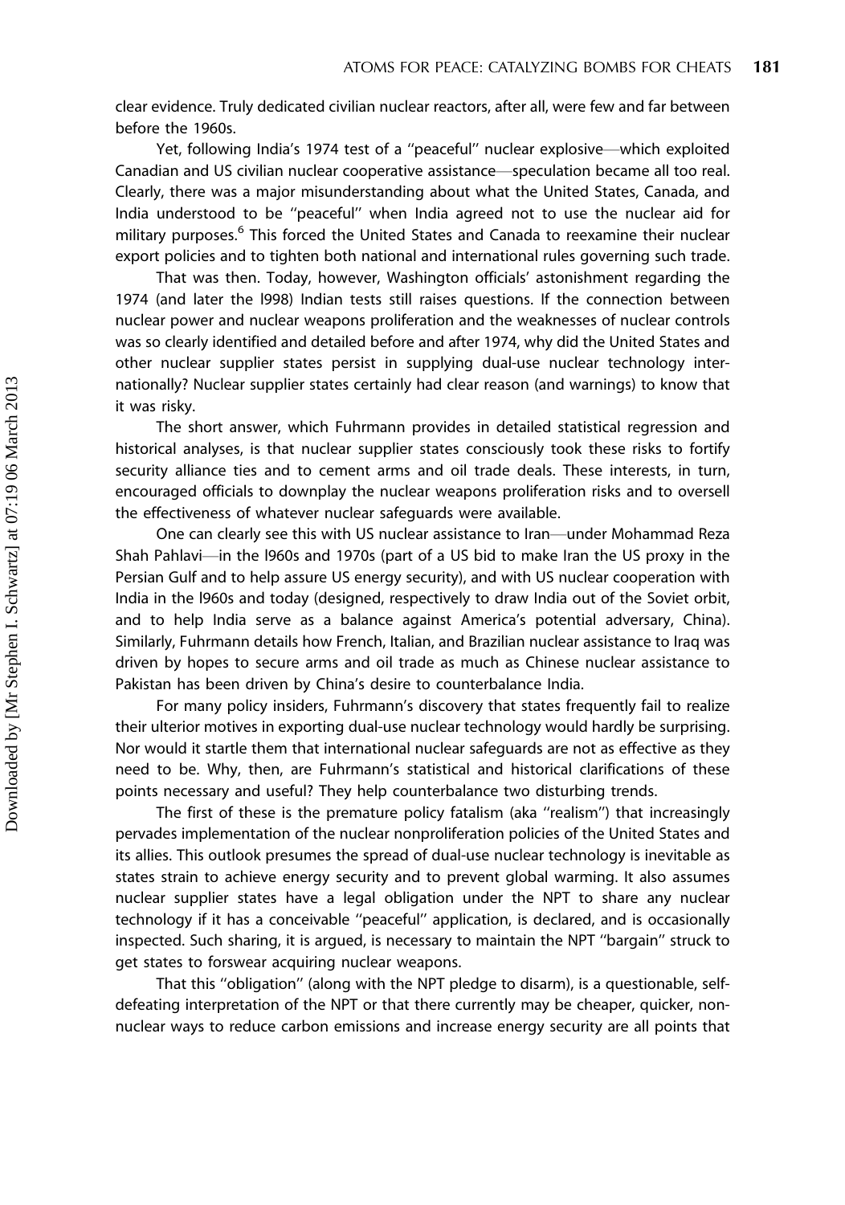clear evidence. Truly dedicated civilian nuclear reactors, after all, were few and far between before the 1960s.

Yet, following India's 1974 test of a ''peaceful'' nuclear explosive—which exploited Canadian and US civilian nuclear cooperative assistance—speculation became all too real. Clearly, there was a major misunderstanding about what the United States, Canada, and India understood to be ''peaceful'' when India agreed not to use the nuclear aid for military purposes.[6] This forced the United States and Canada to reexamine their nuclear export policies and to tighten both national and international rules governing such trade.

That was then. Today, however, Washington officials' astonishment regarding the 1974 (and later the l998) Indian tests still raises questions. If the connection between nuclear power and nuclear weapons proliferation and the weaknesses of nuclear controls was so clearly identified and detailed before and after 1974, why did the United States and other nuclear supplier states persist in supplying dual-use nuclear technology internationally? Nuclear supplier states certainly had clear reason (and warnings) to know that it was risky.

The short answer, which Fuhrmann provides in detailed statistical regression and historical analyses, is that nuclear supplier states consciously took these risks to fortify security alliance ties and to cement arms and oil trade deals. These interests, in turn, encouraged officials to downplay the nuclear weapons proliferation risks and to oversell the effectiveness of whatever nuclear safeguards were available.

One can clearly see this with US nuclear assistance to Iran—under Mohammad Reza Shah Pahlavi—in the l960s and 1970s (part of a US bid to make Iran the US proxy in the Persian Gulf and to help assure US energy security), and with US nuclear cooperation with India in the l960s and today (designed, respectively to draw India out of the Soviet orbit, and to help India serve as a balance against America's potential adversary, China). Similarly, Fuhrmann details how French, Italian, and Brazilian nuclear assistance to Iraq was driven by hopes to secure arms and oil trade as much as Chinese nuclear assistance to Pakistan has been driven by China's desire to counterbalance India.

For many policy insiders, Fuhrmann's discovery that states frequently fail to realize their ulterior motives in exporting dual-use nuclear technology would hardly be surprising. Nor would it startle them that international nuclear safeguards are not as effective as they need to be. Why, then, are Fuhrmann's statistical and historical clarifications of these points necessary and useful? They help counterbalance two disturbing trends.

The first of these is the premature policy fatalism (aka ''realism'') that increasingly pervades implementation of the nuclear nonproliferation policies of the United States and its allies. This outlook presumes the spread of dual-use nuclear technology is inevitable as states strain to achieve energy security and to prevent global warming. It also assumes nuclear supplier states have a legal obligation under the NPT to share any nuclear technology if it has a conceivable ''peaceful'' application, is declared, and is occasionally inspected. Such sharing, it is argued, is necessary to maintain the NPT ''bargain'' struck to get states to forswear acquiring nuclear weapons.

That this ''obligation'' (along with the NPT pledge to disarm), is a questionable, self-defeating interpretation of the NPT or that there currently may be cheaper, quicker, non-nuclear ways to reduce carbon emissions and increase energy security are all points that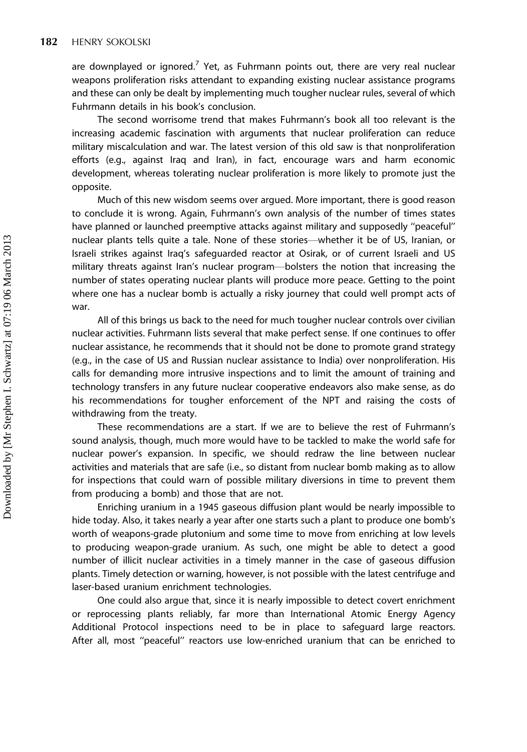are downplayed or ignored.[7] Yet, as Fuhrmann points out, there are very real nuclear weapons proliferation risks attendant to expanding existing nuclear assistance programs and these can only be dealt by implementing much tougher nuclear rules, several of which Fuhrmann details in his book's conclusion.

The second worrisome trend that makes Fuhrmann's book all too relevant is the increasing academic fascination with arguments that nuclear proliferation can reduce military miscalculation and war. The latest version of this old saw is that nonproliferation efforts (e.g., against Iraq and Iran), in fact, encourage wars and harm economic development, whereas tolerating nuclear proliferation is more likely to promote just the opposite.

Much of this new wisdom seems over argued. More important, there is good reason to conclude it is wrong. Again, Fuhrmann's own analysis of the number of times states have planned or launched preemptive attacks against military and supposedly ''peaceful'' nuclear plants tells quite a tale. None of these stories—whether it be of US, Iranian, or Israeli strikes against Iraq's safeguarded reactor at Osirak, or of current Israeli and US military threats against Iran's nuclear program—bolsters the notion that increasing the number of states operating nuclear plants will produce more peace. Getting to the point where one has a nuclear bomb is actually a risky journey that could well prompt acts of war.

All of this brings us back to the need for much tougher nuclear controls over civilian nuclear activities. Fuhrmann lists several that make perfect sense. If one continues to offer nuclear assistance, he recommends that it should not be done to promote grand strategy (e.g., in the case of US and Russian nuclear assistance to India) over nonproliferation. His calls for demanding more intrusive inspections and to limit the amount of training and technology transfers in any future nuclear cooperative endeavors also make sense, as do his recommendations for tougher enforcement of the NPT and raising the costs of withdrawing from the treaty.

These recommendations are a start. If we are to believe the rest of Fuhrmann's sound analysis, though, much more would have to be tackled to make the world safe for nuclear power's expansion. In specific, we should redraw the line between nuclear activities and materials that are safe (i.e., so distant from nuclear bomb making as to allow for inspections that could warn of possible military diversions in time to prevent them from producing a bomb) and those that are not.

Enriching uranium in a 1945 gaseous diffusion plant would be nearly impossible to hide today. Also, it takes nearly a year after one starts such a plant to produce one bomb's worth of weapons-grade plutonium and some time to move from enriching at low levels to producing weapon-grade uranium. As such, one might be able to detect a good number of illicit nuclear activities in a timely manner in the case of gaseous diffusion plants. Timely detection or warning, however, is not possible with the latest centrifuge and laser-based uranium enrichment technologies.

One could also argue that, since it is nearly impossible to detect covert enrichment or reprocessing plants reliably, far more than International Atomic Energy Agency Additional Protocol inspections need to be in place to safeguard large reactors. After all, most ''peaceful'' reactors use low-enriched uranium that can be enriched to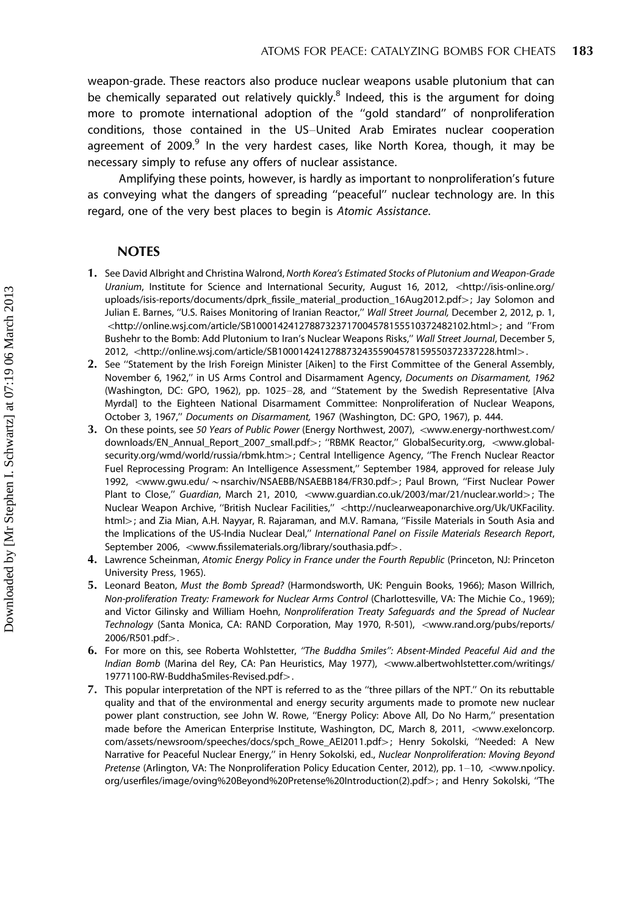weapon-grade. These reactors also produce nuclear weapons usable plutonium that can be chemically separated out relatively quickly.[8] Indeed, this is the argument for doing more to promote international adoption of the ''gold standard'' of nonproliferation conditions, those contained in the US–United Arab Emirates nuclear cooperation agreement of 2009.[9] In the very hardest cases, like North Korea, though, it may be necessary simply to refuse any offers of nuclear assistance.

Amplifying these points, however, is hardly as important to nonproliferation's future as conveying what the dangers of spreading ''peaceful'' nuclear technology are. In this regard, one of the very best places to begin is *Atomic Assistance*.

## NOTES

1. See David Albright and Christina Walrond, *North Korea's Estimated Stocks of Plutonium and Weapon-Grade Uranium*, Institute for Science and International Security, August 16, 2012, <http://isis-online.org/uploads/isis-reports/documents/dprk_fissile_material_production_16Aug2012.pdf>; Jay Solomon and Julian E. Barnes, ''U.S. Raises Monitoring of Iranian Reactor,'' *Wall Street Journal,* December 2, 2012, p. 1, <http://online.wsj.com/article/SB10001424127887323717004578155510372482102.html>; and ''From Bushehr to the Bomb: Add Plutonium to Iran's Nuclear Weapons Risks,'' *Wall Street Journal*, December 5, 2012, <http://online.wsj.com/article/SB10001424127887324355904578159550372337228.html>.
2. See ''Statement by the Irish Foreign Minister [Aiken] to the First Committee of the General Assembly, November 6, 1962,'' in US Arms Control and Disarmament Agency, *Documents on Disarmament, 1962* (Washington, DC: GPO, 1962), pp. 1025–28, and ''Statement by the Swedish Representative [Alva Myrdal] to the Eighteen National Disarmament Committee: Nonproliferation of Nuclear Weapons, October 3, 1967,'' *Documents on Disarmament,* 1967 (Washington, DC: GPO, 1967), p. 444.
3. On these points, see *50 Years of Public Power* (Energy Northwest, 2007), <www.energy-northwest.com/downloads/EN_Annual_Report_2007_small.pdf>; ''RBMK Reactor,'' GlobalSecurity.org, <www.globalsecurity.org/wmd/world/russia/rbmk.htm>; Central Intelligence Agency, ''The French Nuclear Reactor Fuel Reprocessing Program: An Intelligence Assessment,'' September 1984, approved for release July 1992, <www.gwu.edu/~nsarchiv/NSAEBB/NSAEBB184/FR30.pdf>; Paul Brown, ''First Nuclear Power Plant to Close,'' *Guardian*, March 21, 2010, <www.guardian.co.uk/2003/mar/21/nuclear.world>; The Nuclear Weapon Archive, ''British Nuclear Facilities,'' <http://nuclearweaponarchive.org/Uk/UKFacility.html>; and Zia Mian, A.H. Nayyar, R. Rajaraman, and M.V. Ramana, ''Fissile Materials in South Asia and the Implications of the US-India Nuclear Deal,'' *International Panel on Fissile Materials Research Report*, September 2006, <www.fissilematerials.org/library/southasia.pdf>.
4. Lawrence Scheinman, *Atomic Energy Policy in France under the Fourth Republic* (Princeton, NJ: Princeton University Press, 1965).
5. Leonard Beaton, *Must the Bomb Spread?* (Harmondsworth, UK: Penguin Books, 1966); Mason Willrich, *Non-proliferation Treaty: Framework for Nuclear Arms Control* (Charlottesville, VA: The Michie Co., 1969); and Victor Gilinsky and William Hoehn, *Nonproliferation Treaty Safeguards and the Spread of Nuclear Technology* (Santa Monica, CA: RAND Corporation, May 1970, R-501), <www.rand.org/pubs/reports/2006/R501.pdf>.
6. For more on this, see Roberta Wohlstetter, *''The Buddha Smiles'': Absent-Minded Peaceful Aid and the Indian Bomb* (Marina del Rey, CA: Pan Heuristics, May 1977), <www.albertwohlstetter.com/writings/19771100-RW-BuddhaSmiles-Revised.pdf>.
7. This popular interpretation of the NPT is referred to as the ''three pillars of the NPT.'' On its rebuttable quality and that of the environmental and energy security arguments made to promote new nuclear power plant construction, see John W. Rowe, ''Energy Policy: Above All, Do No Harm,'' presentation made before the American Enterprise Institute, Washington, DC, March 8, 2011, <www.exeloncorp.com/assets/newsroom/speeches/docs/spch_Rowe_AEI2011.pdf>; Henry Sokolski, ''Needed: A New Narrative for Peaceful Nuclear Energy,'' in Henry Sokolski, ed., *Nuclear Nonproliferation: Moving Beyond Pretense* (Arlington, VA: The Nonproliferation Policy Education Center, 2012), pp. 1–10, <www.npolicy.org/userfiles/image/oving%20Beyond%20Pretense%20Introduction(2).pdf>; and Henry Sokolski, ''The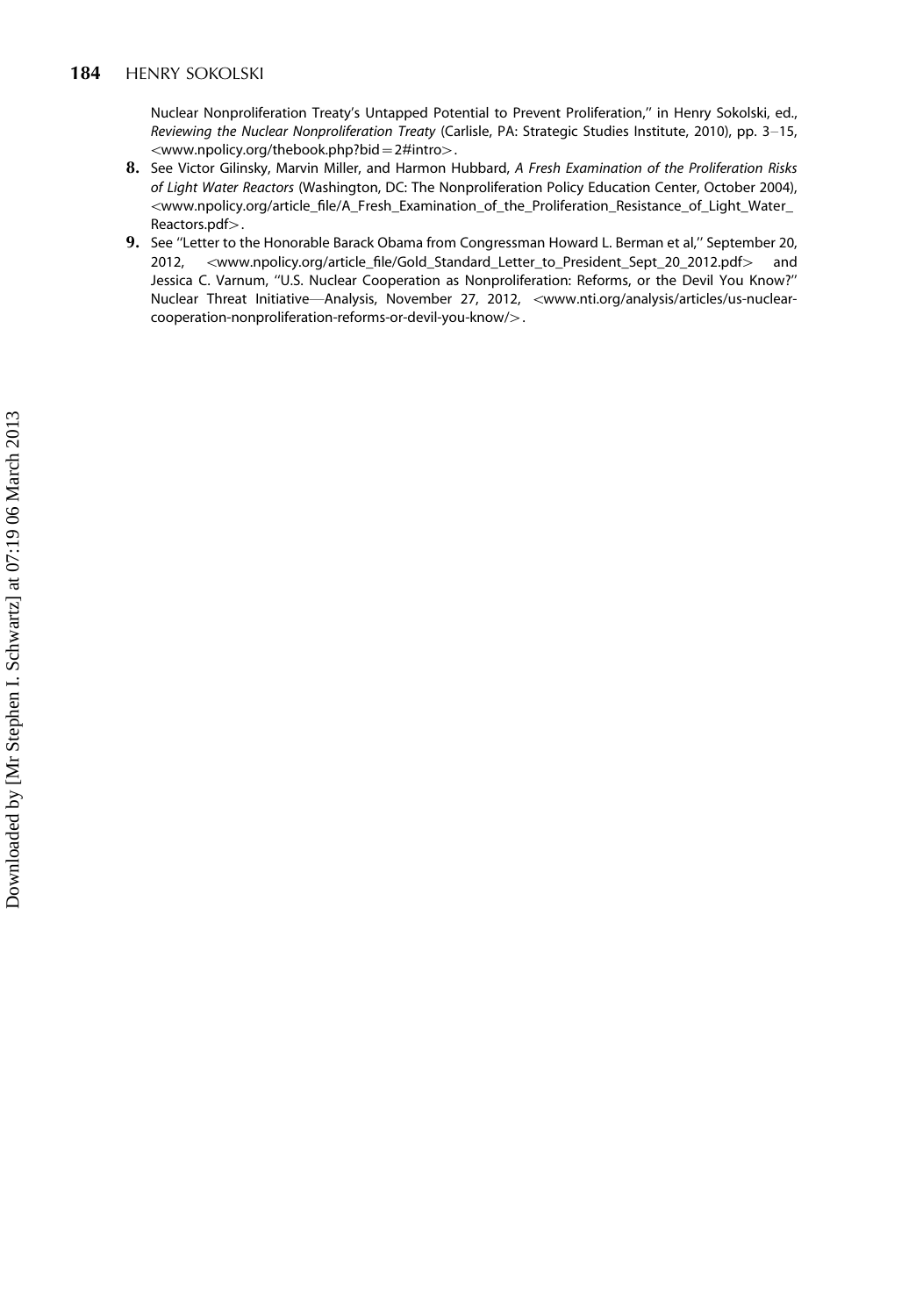Nuclear Nonproliferation Treaty's Untapped Potential to Prevent Proliferation,'' in Henry Sokolski, ed., *Reviewing the Nuclear Nonproliferation Treaty* (Carlisle, PA: Strategic Studies Institute, 2010), pp. 3–15, <www.npolicy.org/thebook.php?bid=2#intro>.

8. See Victor Gilinsky, Marvin Miller, and Harmon Hubbard, *A Fresh Examination of the Proliferation Risks of Light Water Reactors* (Washington, DC: The Nonproliferation Policy Education Center, October 2004), <www.npolicy.org/article_file/A_Fresh_Examination_of_the_Proliferation_Resistance_of_Light_Water_Reactors.pdf>.
9. See ''Letter to the Honorable Barack Obama from Congressman Howard L. Berman et al,'' September 20, 2012, <www.npolicy.org/article_file/Gold_Standard_Letter_to_President_Sept_20_2012.pdf> and Jessica C. Varnum, ''U.S. Nuclear Cooperation as Nonproliferation: Reforms, or the Devil You Know?'' Nuclear Threat Initiative—Analysis, November 27, 2012, <www.nti.org/analysis/articles/us-nuclear-cooperation-nonproliferation-reforms-or-devil-you-know/>.